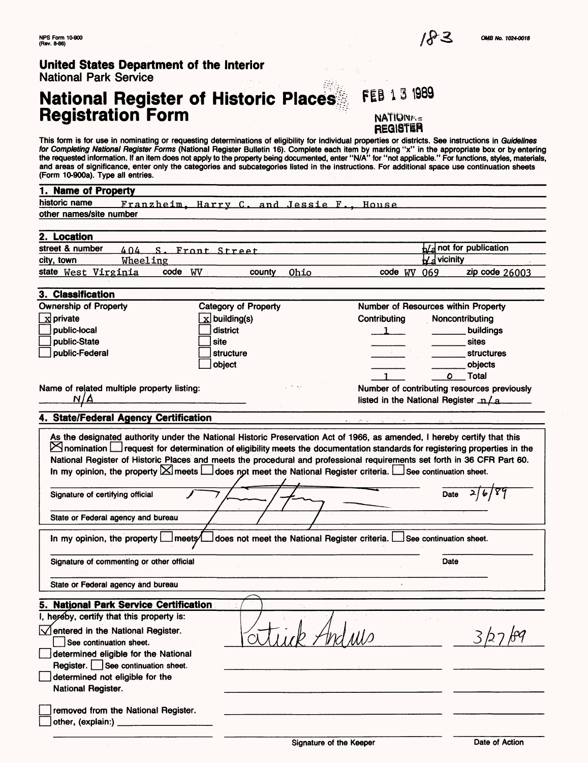NPS Form 10-900
(Rev. 8-86)

183

OMB No. 1024-0018

**United States Department of the Interior**
National Park Service

# National Register of Historic Places Registration Form

FEB 13 1989

NATIONAL REGISTER

This form is for use in nominating or requesting determinations of eligibility for individual properties or districts. See instructions in *Guidelines for Completing National Register Forms* (National Register Bulletin 16). Complete each item by marking "x" in the appropriate box or by entering the requested information. If an item does not apply to the property being documented, enter "N/A" for "not applicable." For functions, styles, materials, and areas of significance, enter only the categories and subcategories listed in the instructions. For additional space use continuation sheets (Form 10-900a). Type all entries.

## 1. Name of Property

historic name: Franzheim, Harry C. and Jessie F., House
other names/site number:

## 2. Location

street & number: 404 S. Front Street — n/a not for publication
city, town: Wheeling — n/a vicinity
state: West Virginia — code: WV — county: Ohio — code: WV 069 — zip code: 26003

## 3. Classification

| Ownership of Property | Category of Property | Number of Resources within Property | | |
|---|---|---|---|---|
| | | Contributing | Noncontributing | |
| [x] private | [x] building(s) | 1 | | buildings |
| [ ] public-local | [ ] district | | | sites |
| [ ] public-State | [ ] site | | | structures |
| [ ] public-Federal | [ ] structure | | | objects |
| | [ ] object | 1 | 0 | Total |

Name of related multiple property listing: N/A

Number of contributing resources previously listed in the National Register: n/a

## 4. State/Federal Agency Certification

As the designated authority under the National Historic Preservation Act of 1966, as amended, I hereby certify that this [x] nomination [ ] request for determination of eligibility meets the documentation standards for registering properties in the National Register of Historic Places and meets the procedural and professional requirements set forth in 36 CFR Part 60. In my opinion, the property [x] meets [ ] does not meet the National Register criteria. [ ] See continuation sheet.

Signature of certifying official — Date 2/6/89

State or Federal agency and bureau

In my opinion, the property [ ] meets [ ] does not meet the National Register criteria. [ ] See continuation sheet.

Signature of commenting or other official — Date

State or Federal agency and bureau

## 5. National Park Service Certification

I, hereby, certify that this property is:

- [x] entered in the National Register. [ ] See continuation sheet. — Patrick Andrus — 3/27/89
- [ ] determined eligible for the National Register. [ ] See continuation sheet.
- [ ] determined not eligible for the National Register.
- [ ] removed from the National Register.
- [ ] other, (explain:)

Signature of the Keeper — Date of Action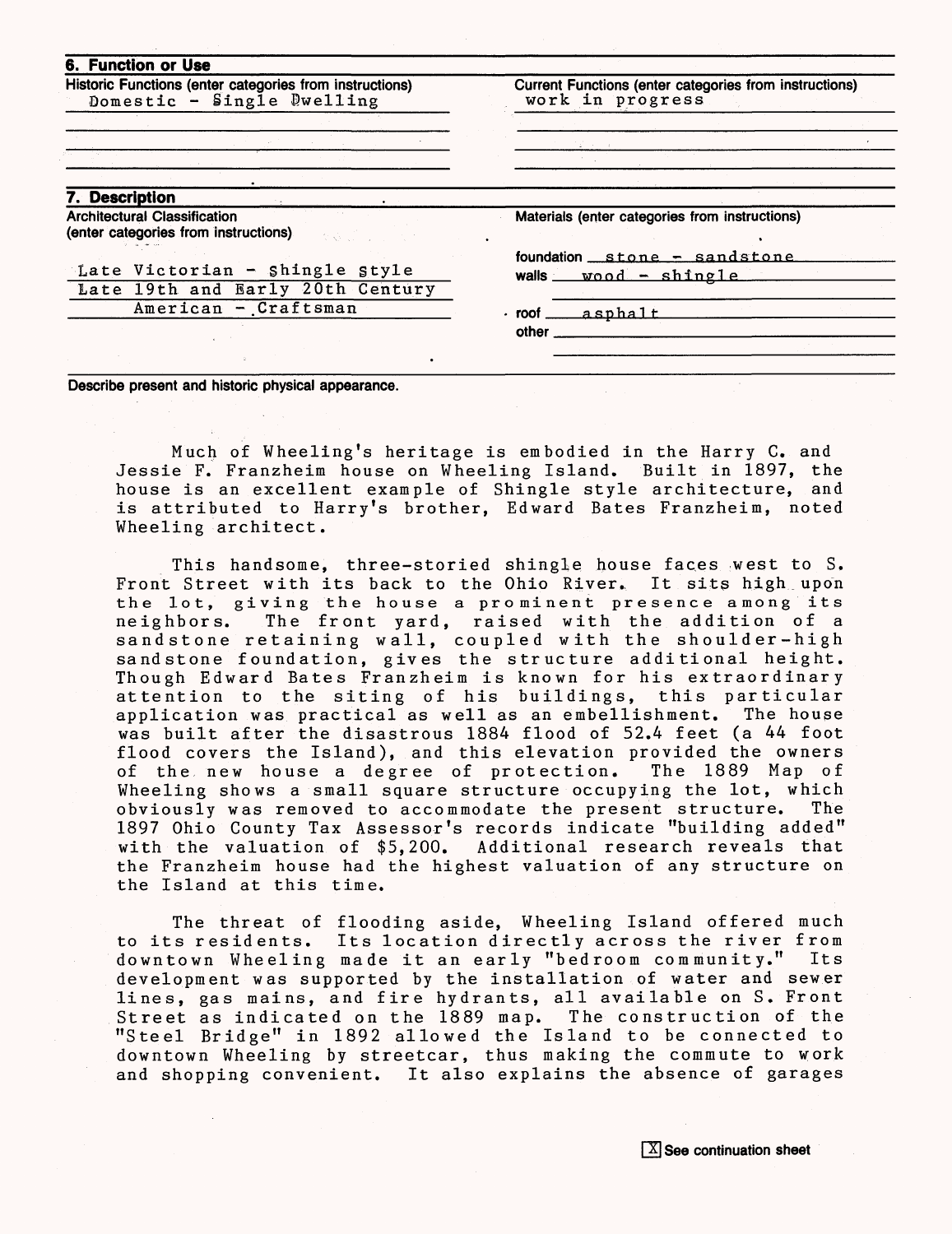## 6. Function or Use

| Historic Functions (enter categories from instructions) | Current Functions (enter categories from instructions) |
| --- | --- |
| Domestic - Single Dwelling | work in progress |

## 7. Description

| Architectural Classification (enter categories from instructions) | Materials (enter categories from instructions) |
| --- | --- |
| Late Victorian - Shingle Style | foundation stone - sandstone |
| Late 19th and Early 20th Century American - Craftsman | walls wood - shingle |
| | roof asphalt |
| | other |

Describe present and historic physical appearance.

Much of Wheeling's heritage is embodied in the Harry C. and Jessie F. Franzheim house on Wheeling Island. Built in 1897, the house is an excellent example of Shingle style architecture, and is attributed to Harry's brother, Edward Bates Franzheim, noted Wheeling architect.

This handsome, three-storied shingle house faces west to S. Front Street with its back to the Ohio River. It sits high upon the lot, giving the house a prominent presence among its neighbors. The front yard, raised with the addition of a sandstone retaining wall, coupled with the shoulder-high sandstone foundation, gives the structure additional height. Though Edward Bates Franzheim is known for his extraordinary attention to the siting of his buildings, this particular application was practical as well as an embellishment. The house was built after the disastrous 1884 flood of 52.4 feet (a 44 foot flood covers the Island), and this elevation provided the owners of the new house a degree of protection. The 1889 Map of Wheeling shows a small square structure occupying the lot, which obviously was removed to accommodate the present structure. The 1897 Ohio County Tax Assessor's records indicate "building added" with the valuation of $5,200. Additional research reveals that the Franzheim house had the highest valuation of any structure on the Island at this time.

The threat of flooding aside, Wheeling Island offered much to its residents. Its location directly across the river from downtown Wheeling made it an early "bedroom community." Its development was supported by the installation of water and sewer lines, gas mains, and fire hydrants, all available on S. Front Street as indicated on the 1889 map. The construction of the "Steel Bridge" in 1892 allowed the Island to be connected to downtown Wheeling by streetcar, thus making the commute to work and shopping convenient. It also explains the absence of garages

[X] See continuation sheet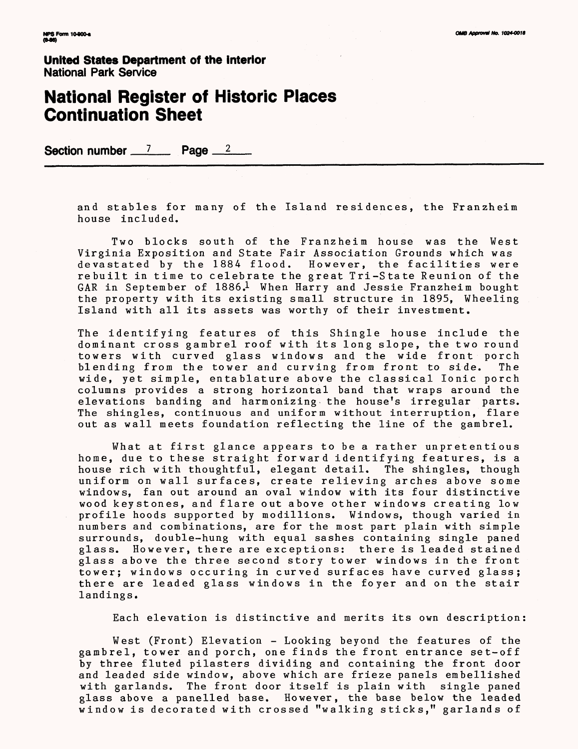**United States Department of the Interior**
National Park Service

# National Register of Historic Places Continuation Sheet

**Section number** 7 **Page** 2

and stables for many of the Island residences, the Franzheim house included.

Two blocks south of the Franzheim house was the West Virginia Exposition and State Fair Association Grounds which was devastated by the 1884 flood. However, the facilities were rebuilt in time to celebrate the great Tri-State Reunion of the GAR in September of 1886.[1] When Harry and Jessie Franzheim bought the property with its existing small structure in 1895, Wheeling Island with all its assets was worthy of their investment.

The identifying features of this Shingle house include the dominant cross gambrel roof with its long slope, the two round towers with curved glass windows and the wide front porch blending from the tower and curving from front to side. The wide, yet simple, entablature above the classical Ionic porch columns provides a strong horizontal band that wraps around the elevations banding and harmonizing the house's irregular parts. The shingles, continuous and uniform without interruption, flare out as wall meets foundation reflecting the line of the gambrel.

What at first glance appears to be a rather unpretentious home, due to these straight forward identifying features, is a house rich with thoughtful, elegant detail. The shingles, though uniform on wall surfaces, create relieving arches above some windows, fan out around an oval window with its four distinctive wood keystones, and flare out above other windows creating low profile hoods supported by modillions. Windows, though varied in numbers and combinations, are for the most part plain with simple surrounds, double-hung with equal sashes containing single paned glass. However, there are exceptions: there is leaded stained glass above the three second story tower windows in the front tower; windows occuring in curved surfaces have curved glass; there are leaded glass windows in the foyer and on the stair landings.

Each elevation is distinctive and merits its own description:

West (Front) Elevation - Looking beyond the features of the gambrel, tower and porch, one finds the front entrance set-off by three fluted pilasters dividing and containing the front door and leaded side window, above which are frieze panels embellished with garlands. The front door itself is plain with single paned glass above a panelled base. However, the base below the leaded window is decorated with crossed "walking sticks," garlands of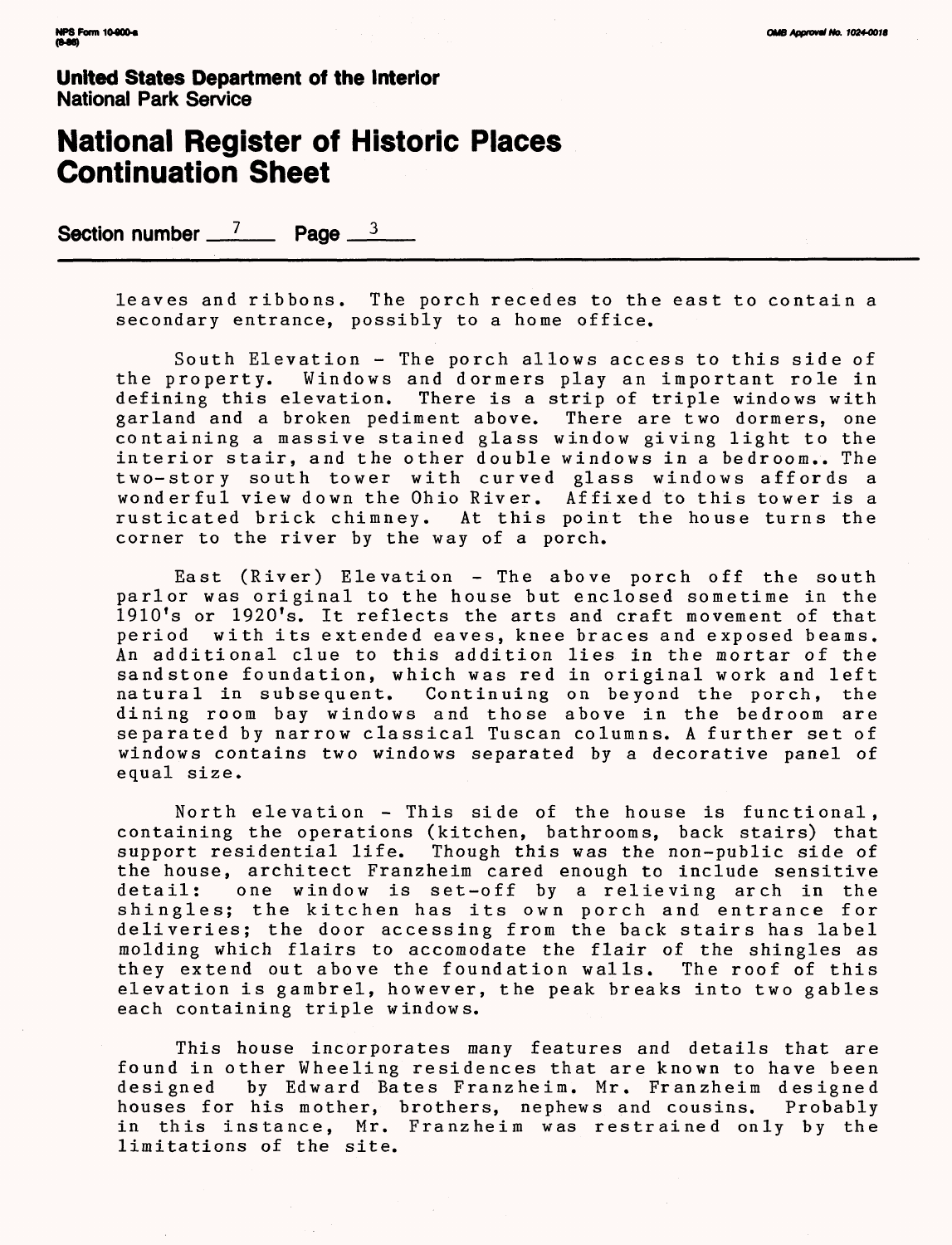**United States Department of the Interior**
**National Park Service**

# National Register of Historic Places Continuation Sheet

**Section number** 7 **Page** 3

leaves and ribbons. The porch recedes to the east to contain a secondary entrance, possibly to a home office.

South Elevation - The porch allows access to this side of the property. Windows and dormers play an important role in defining this elevation. There is a strip of triple windows with garland and a broken pediment above. There are two dormers, one containing a massive stained glass window giving light to the interior stair, and the other double windows in a bedroom.. The two-story south tower with curved glass windows affords a wonderful view down the Ohio River. Affixed to this tower is a rusticated brick chimney. At this point the house turns the corner to the river by the way of a porch.

East (River) Elevation - The above porch off the south parlor was original to the house but enclosed sometime in the 1910's or 1920's. It reflects the arts and craft movement of that period with its extended eaves, knee braces and exposed beams. An additional clue to this addition lies in the mortar of the sandstone foundation, which was red in original work and left natural in subsequent. Continuing on beyond the porch, the dining room bay windows and those above in the bedroom are separated by narrow classical Tuscan columns. A further set of windows contains two windows separated by a decorative panel of equal size.

North elevation - This side of the house is functional, containing the operations (kitchen, bathrooms, back stairs) that support residential life. Though this was the non-public side of the house, architect Franzheim cared enough to include sensitive detail: one window is set-off by a relieving arch in the shingles; the kitchen has its own porch and entrance for deliveries; the door accessing from the back stairs has label molding which flairs to accomodate the flair of the shingles as they extend out above the foundation walls. The roof of this elevation is gambrel, however, the peak breaks into two gables each containing triple windows.

This house incorporates many features and details that are found in other Wheeling residences that are known to have been designed by Edward Bates Franzheim. Mr. Franzheim designed houses for his mother, brothers, nephews and cousins. Probably in this instance, Mr. Franzheim was restrained only by the limitations of the site.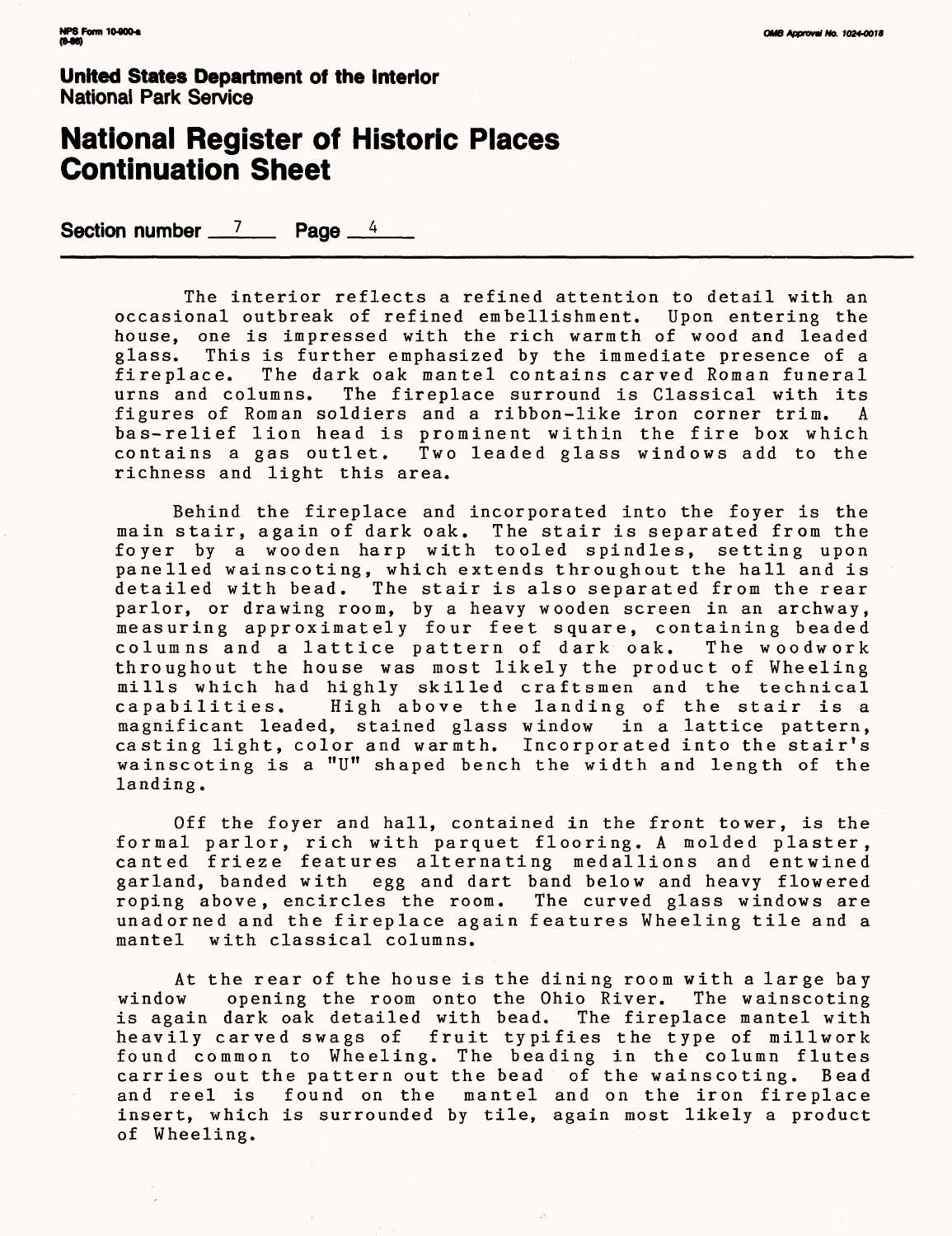United States Department of the Interior
National Park Service

# National Register of Historic Places Continuation Sheet

Section number 7 Page 4

The interior reflects a refined attention to detail with an occasional outbreak of refined embellishment. Upon entering the house, one is impressed with the rich warmth of wood and leaded glass. This is further emphasized by the immediate presence of a fireplace. The dark oak mantel contains carved Roman funeral urns and columns. The fireplace surround is Classical with its figures of Roman soldiers and a ribbon-like iron corner trim. A bas-relief lion head is prominent within the fire box which contains a gas outlet. Two leaded glass windows add to the richness and light this area.

Behind the fireplace and incorporated into the foyer is the main stair, again of dark oak. The stair is separated from the foyer by a wooden harp with tooled spindles, setting upon panelled wainscoting, which extends throughout the hall and is detailed with bead. The stair is also separated from the rear parlor, or drawing room, by a heavy wooden screen in an archway, measuring approximately four feet square, containing beaded columns and a lattice pattern of dark oak. The woodwork throughout the house was most likely the product of Wheeling mills which had highly skilled craftsmen and the technical capabilities. High above the landing of the stair is a magnificant leaded, stained glass window in a lattice pattern, casting light, color and warmth. Incorporated into the stair's wainscoting is a "U" shaped bench the width and length of the landing.

Off the foyer and hall, contained in the front tower, is the formal parlor, rich with parquet flooring. A molded plaster, canted frieze features alternating medallions and entwined garland, banded with egg and dart band below and heavy flowered roping above, encircles the room. The curved glass windows are unadorned and the fireplace again features Wheeling tile and a mantel with classical columns.

At the rear of the house is the dining room with a large bay window opening the room onto the Ohio River. The wainscoting is again dark oak detailed with bead. The fireplace mantel with heavily carved swags of fruit typifies the type of millwork found common to Wheeling. The beading in the column flutes carries out the pattern out the bead of the wainscoting. Bead and reel is found on the mantel and on the iron fireplace insert, which is surrounded by tile, again most likely a product of Wheeling.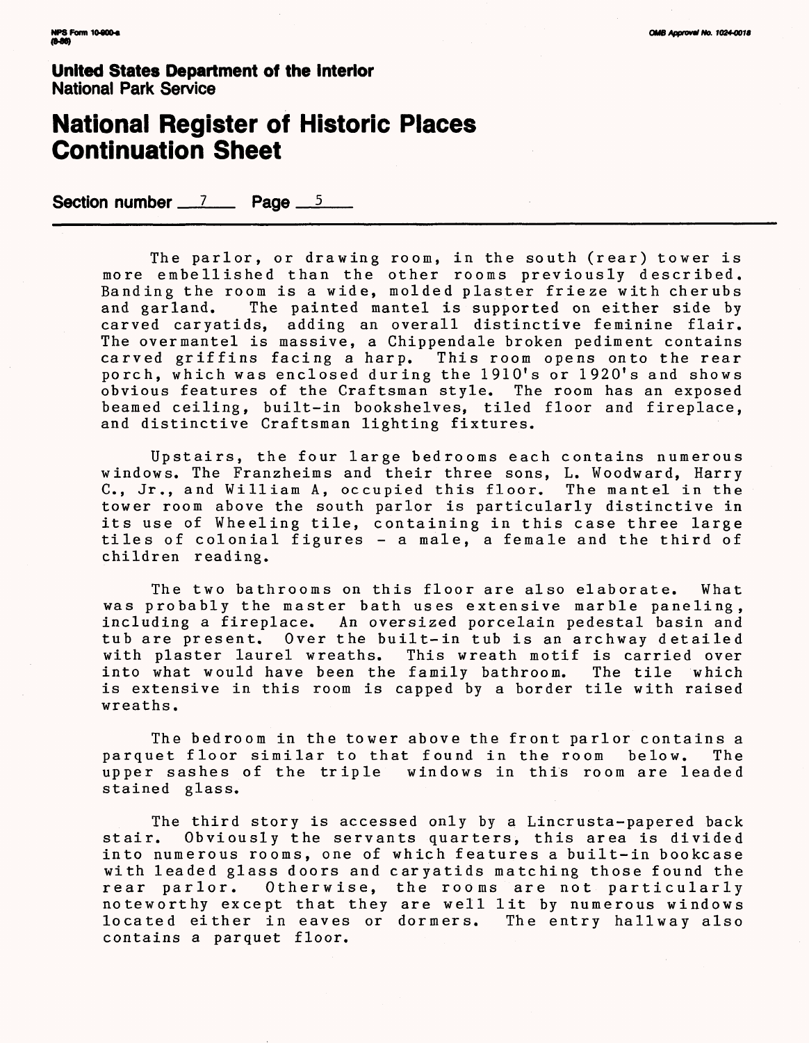**United States Department of the Interior**
National Park Service

# National Register of Historic Places Continuation Sheet

**Section number** 7 **Page** 5

The parlor, or drawing room, in the south (rear) tower is more embellished than the other rooms previously described. Banding the room is a wide, molded plaster frieze with cherubs and garland. The painted mantel is supported on either side by carved caryatids, adding an overall distinctive feminine flair. The overmantel is massive, a Chippendale broken pediment contains carved griffins facing a harp. This room opens onto the rear porch, which was enclosed during the 1910's or 1920's and shows obvious features of the Craftsman style. The room has an exposed beamed ceiling, built-in bookshelves, tiled floor and fireplace, and distinctive Craftsman lighting fixtures.

Upstairs, the four large bedrooms each contains numerous windows. The Franzheims and their three sons, L. Woodward, Harry C., Jr., and William A, occupied this floor. The mantel in the tower room above the south parlor is particularly distinctive in its use of Wheeling tile, containing in this case three large tiles of colonial figures - a male, a female and the third of children reading.

The two bathrooms on this floor are also elaborate. What was probably the master bath uses extensive marble paneling, including a fireplace. An oversized porcelain pedestal basin and tub are present. Over the built-in tub is an archway detailed with plaster laurel wreaths. This wreath motif is carried over into what would have been the family bathroom. The tile which is extensive in this room is capped by a border tile with raised wreaths.

The bedroom in the tower above the front parlor contains a parquet floor similar to that found in the room below. The upper sashes of the triple windows in this room are leaded stained glass.

The third story is accessed only by a Lincrusta-papered back stair. Obviously the servants quarters, this area is divided into numerous rooms, one of which features a built-in bookcase with leaded glass doors and caryatids matching those found the rear parlor. Otherwise, the rooms are not particularly noteworthy except that they are well lit by numerous windows located either in eaves or dormers. The entry hallway also contains a parquet floor.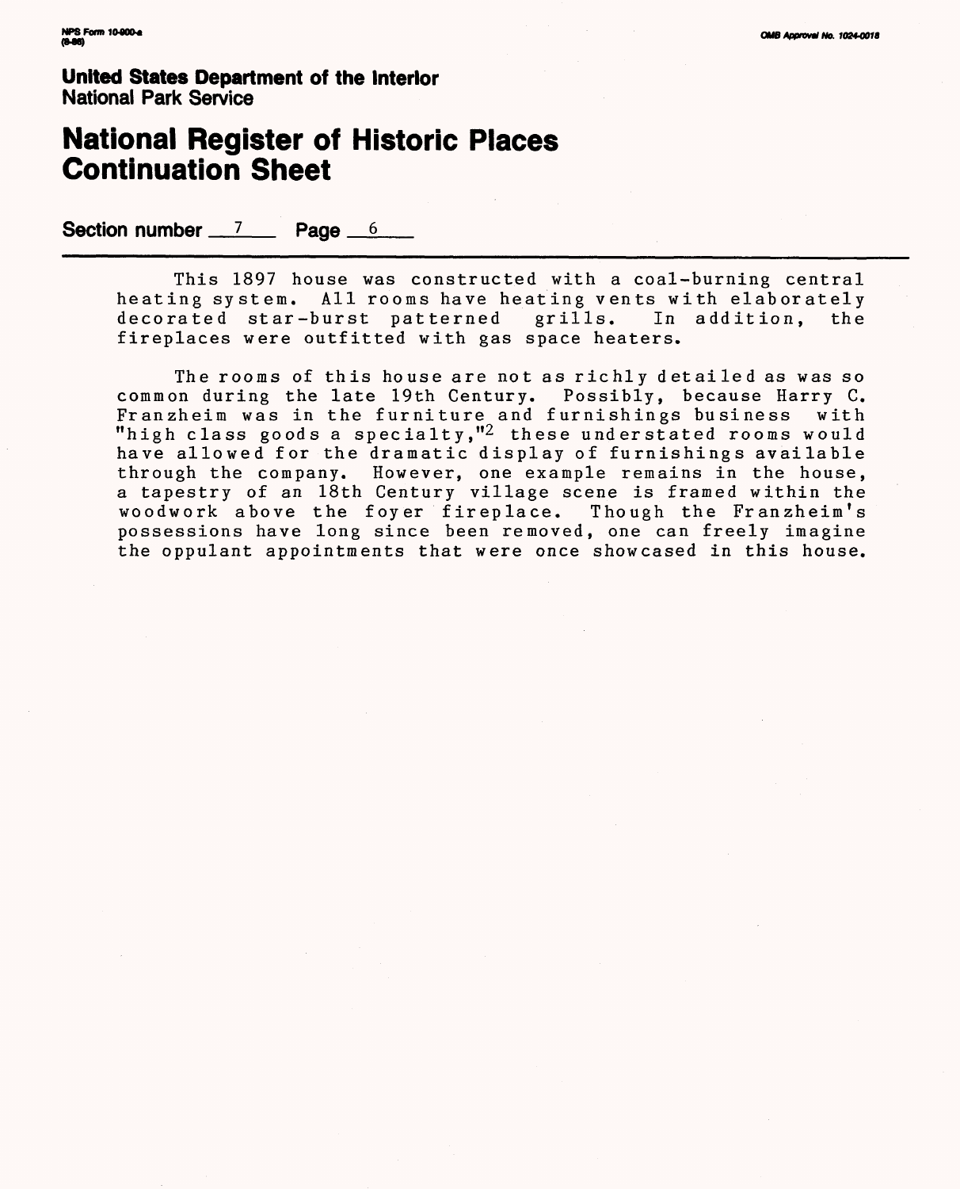United States Department of the Interior
National Park Service

# National Register of Historic Places Continuation Sheet

Section number 7 Page 6

This 1897 house was constructed with a coal-burning central heating system. All rooms have heating vents with elaborately decorated star-burst patterned grills. In addition, the fireplaces were outfitted with gas space heaters.

The rooms of this house are not as richly detailed as was so common during the late 19th Century. Possibly, because Harry C. Franzheim was in the furniture and furnishings business with "high class goods a specialty,"[2] these understated rooms would have allowed for the dramatic display of furnishings available through the company. However, one example remains in the house, a tapestry of an 18th Century village scene is framed within the woodwork above the foyer fireplace. Though the Franzheim's possessions have long since been removed, one can freely imagine the oppulant appointments that were once showcased in this house.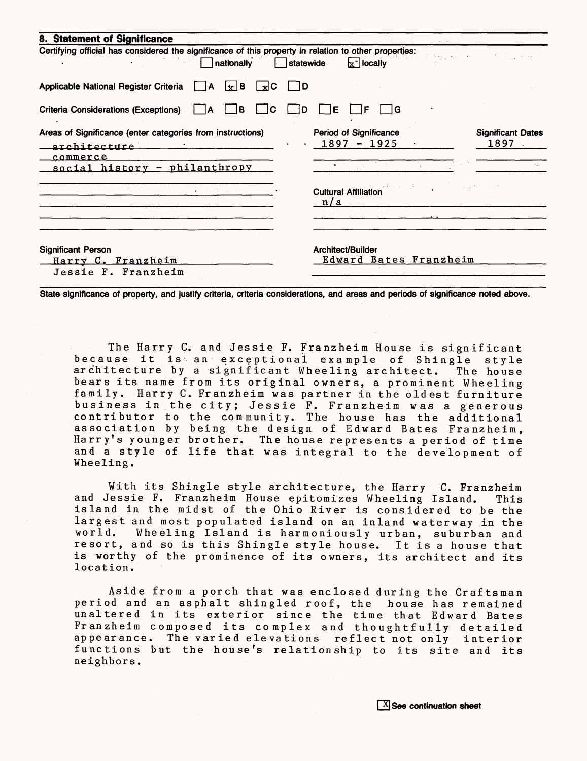## 8. Statement of Significance

Certifying official has considered the significance of this property in relation to other properties:

☐ nationally ☐ statewide ☒ locally

Applicable National Register Criteria ☐ A ☒ B ☒ C ☐ D

Criteria Considerations (Exceptions) ☐ A ☐ B ☐ C ☐ D ☐ E ☐ F ☐ G

| Areas of Significance (enter categories from instructions) | Period of Significance | Significant Dates |
|---|---|---|
| architecture | 1897 - 1925 | 1897 |
| commerce | | |
| social history - philanthropy | | |

Cultural Affiliation
n/a

| Significant Person | Architect/Builder |
|---|---|
| Harry C. Franzheim | Edward Bates Franzheim |
| Jessie F. Franzheim | |

State significance of property, and justify criteria, criteria considerations, and areas and periods of significance noted above.

The Harry C. and Jessie F. Franzheim House is significant because it is an exceptional example of Shingle style architecture by a significant Wheeling architect. The house bears its name from its original owners, a prominent Wheeling family. Harry C. Franzheim was partner in the oldest furniture business in the city; Jessie F. Franzheim was a generous contributor to the community. The house has the additional association by being the design of Edward Bates Franzheim, Harry's younger brother. The house represents a period of time and a style of life that was integral to the development of Wheeling.

With its Shingle style architecture, the Harry C. Franzheim and Jessie F. Franzheim House epitomizes Wheeling Island. This island in the midst of the Ohio River is considered to be the largest and most populated island on an inland waterway in the world. Wheeling Island is harmoniously urban, suburban and resort, and so is this Shingle style house. It is a house that is worthy of the prominence of its owners, its architect and its location.

Aside from a porch that was enclosed during the Craftsman period and an asphalt shingled roof, the house has remained unaltered in its exterior since the time that Edward Bates Franzheim composed its complex and thoughtfully detailed appearance. The varied elevations reflect not only interior functions but the house's relationship to its site and its neighbors.

☒ See continuation sheet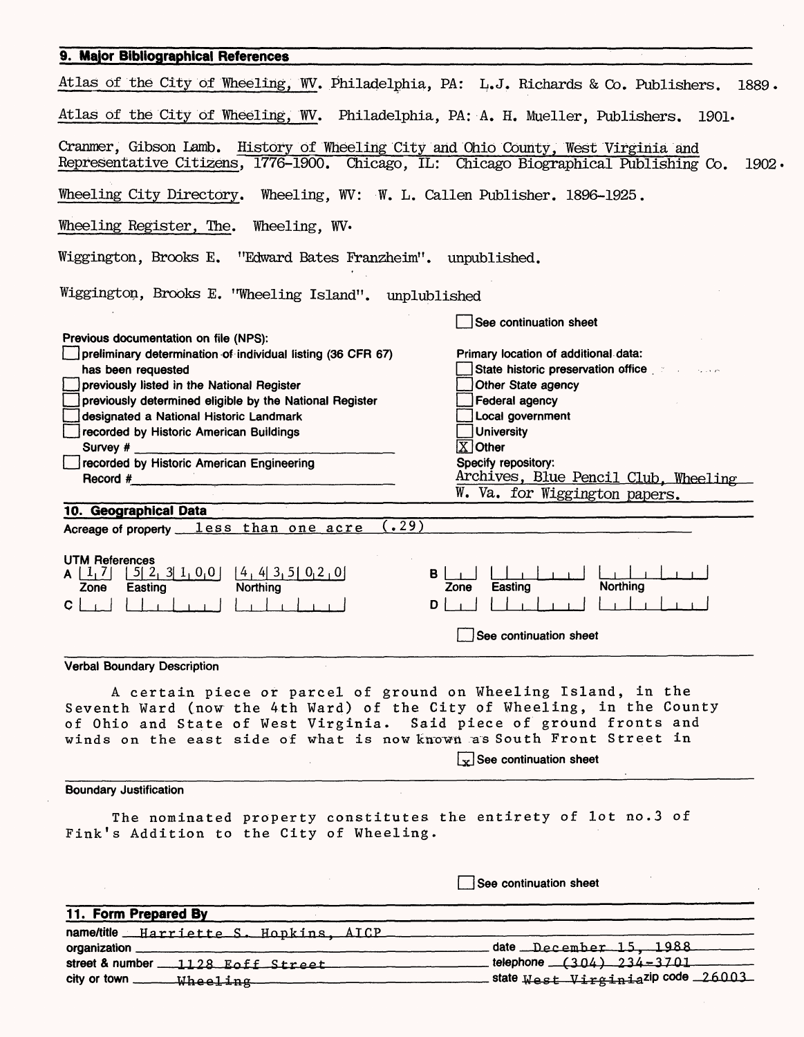## 9. Major Bibliographical References

Atlas of the City of Wheeling, WV. Philadelphia, PA: L.J. Richards & Co. Publishers. 1889.

Atlas of the City of Wheeling, WV. Philadelphia, PA: A. H. Mueller, Publishers. 1901.

Cranmer, Gibson Lamb. History of Wheeling City and Ohio County, West Virginia and Representative Citizens, 1776-1900. Chicago, IL: Chicago Biographical Publishing Co. 1902.

Wheeling City Directory. Wheeling, WV: W. L. Callen Publisher. 1896-1925.

Wheeling Register, The. Wheeling, WV.

Wiggington, Brooks E. "Edward Bates Franzheim". unpublished.

Wiggington, Brooks E. "Wheeling Island". unplublished

☐ See continuation sheet

Previous documentation on file (NPS):
- ☐ preliminary determination of individual listing (36 CFR 67) has been requested
- ☐ previously listed in the National Register
- ☐ previously determined eligible by the National Register
- ☐ designated a National Historic Landmark
- ☐ recorded by Historic American Buildings Survey # ______
- ☐ recorded by Historic American Engineering Record # ______

Primary location of additional data:
- ☐ State historic preservation office
- ☐ Other State agency
- ☐ Federal agency
- ☐ Local government
- ☐ University
- ☒ Other

Specify repository:
Archives, Blue Pencil Club, Wheeling W. Va. for Wiggington papers.

## 10. Geographical Data

Acreage of property less than one acre (.29)

UTM References

| | Zone | Easting | Northing |
|---|---|---|---|
| A | 1 7 | 5 2 3 1 0 0 | 4 4 3 5 0 2 0 |
| B | | | |
| C | | | |
| D | | | |

☐ See continuation sheet

### Verbal Boundary Description

A certain piece or parcel of ground on Wheeling Island, in the Seventh Ward (now the 4th Ward) of the City of Wheeling, in the County of Ohio and State of West Virginia. Said piece of ground fronts and winds on the east side of what is now known as South Front Street in

☒ See continuation sheet

### Boundary Justification

The nominated property constitutes the entirety of lot no.3 of Fink's Addition to the City of Wheeling.

☐ See continuation sheet

## 11. Form Prepared By

name/title Harriette S. Hopkins, AICP
organization ______ date December 15, 1988
street & number 1128 Eoff Street telephone (304) 234-3701
city or town Wheeling state West Virginia zip code 26003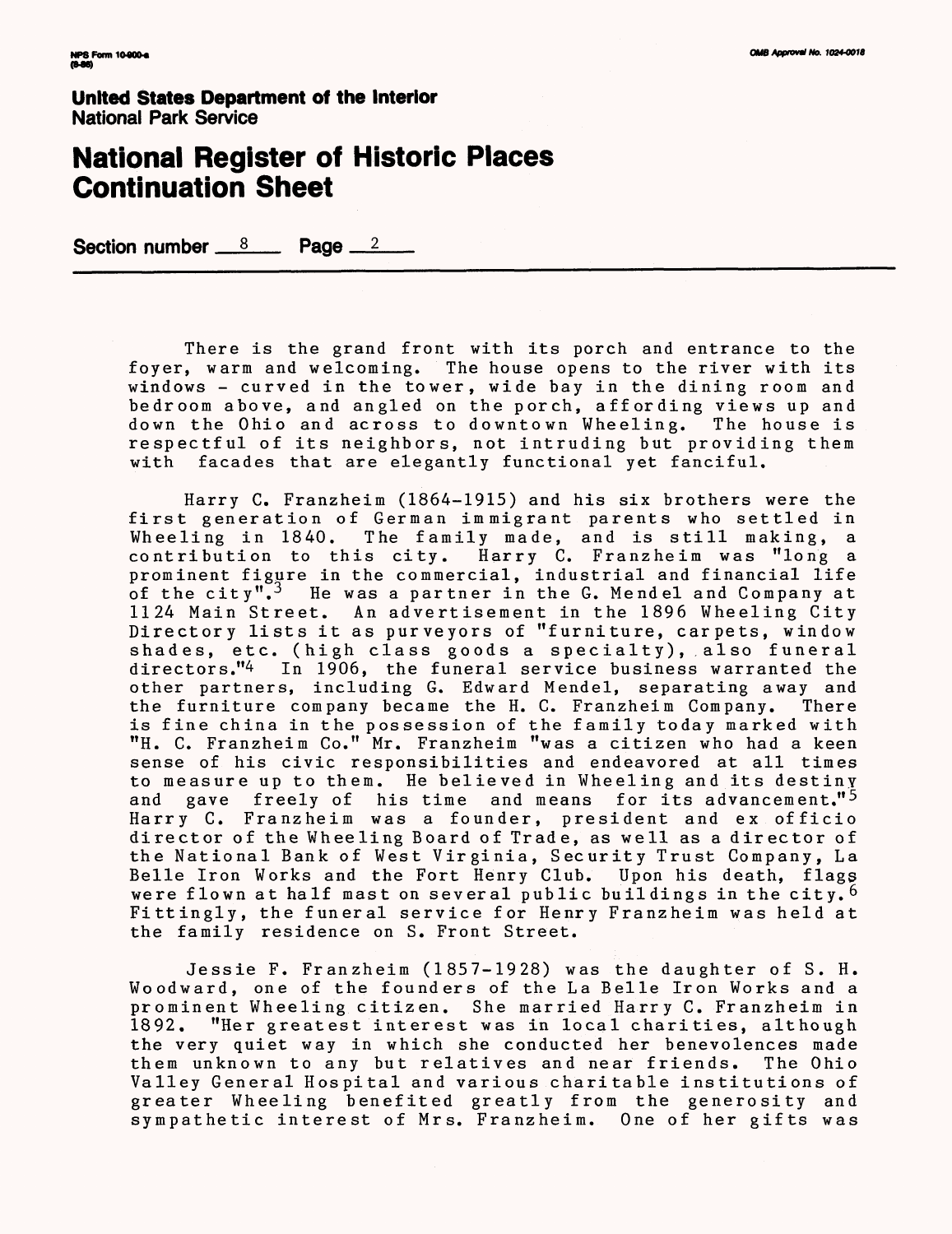**United States Department of the Interior**
National Park Service

# National Register of Historic Places Continuation Sheet

**Section number** 8 **Page** 2

There is the grand front with its porch and entrance to the foyer, warm and welcoming. The house opens to the river with its windows - curved in the tower, wide bay in the dining room and bedroom above, and angled on the porch, affording views up and down the Ohio and across to downtown Wheeling. The house is respectful of its neighbors, not intruding but providing them with facades that are elegantly functional yet fanciful.

Harry C. Franzheim (1864-1915) and his six brothers were the first generation of German immigrant parents who settled in Wheeling in 1840. The family made, and is still making, a contribution to this city. Harry C. Franzheim was "long a prominent figure in the commercial, industrial and financial life of the city".[3] He was a partner in the G. Mendel and Company at 1124 Main Street. An advertisement in the 1896 Wheeling City Directory lists it as purveyors of "furniture, carpets, window shades, etc. (high class goods a specialty), also funeral directors."[4] In 1906, the funeral service business warranted the other partners, including G. Edward Mendel, separating away and the furniture company became the H. C. Franzheim Company. There is fine china in the possession of the family today marked with "H. C. Franzheim Co." Mr. Franzheim "was a citizen who had a keen sense of his civic responsibilities and endeavored at all times to measure up to them. He believed in Wheeling and its destiny and gave freely of his time and means for its advancement."[5] Harry C. Franzheim was a founder, president and ex officio director of the Wheeling Board of Trade, as well as a director of the National Bank of West Virginia, Security Trust Company, La Belle Iron Works and the Fort Henry Club. Upon his death, flags were flown at half mast on several public buildings in the city.[6] Fittingly, the funeral service for Henry Franzheim was held at the family residence on S. Front Street.

Jessie F. Franzheim (1857-1928) was the daughter of S. H. Woodward, one of the founders of the La Belle Iron Works and a prominent Wheeling citizen. She married Harry C. Franzheim in 1892. "Her greatest interest was in local charities, although the very quiet way in which she conducted her benevolences made them unknown to any but relatives and near friends. The Ohio Valley General Hospital and various charitable institutions of greater Wheeling benefited greatly from the generosity and sympathetic interest of Mrs. Franzheim. One of her gifts was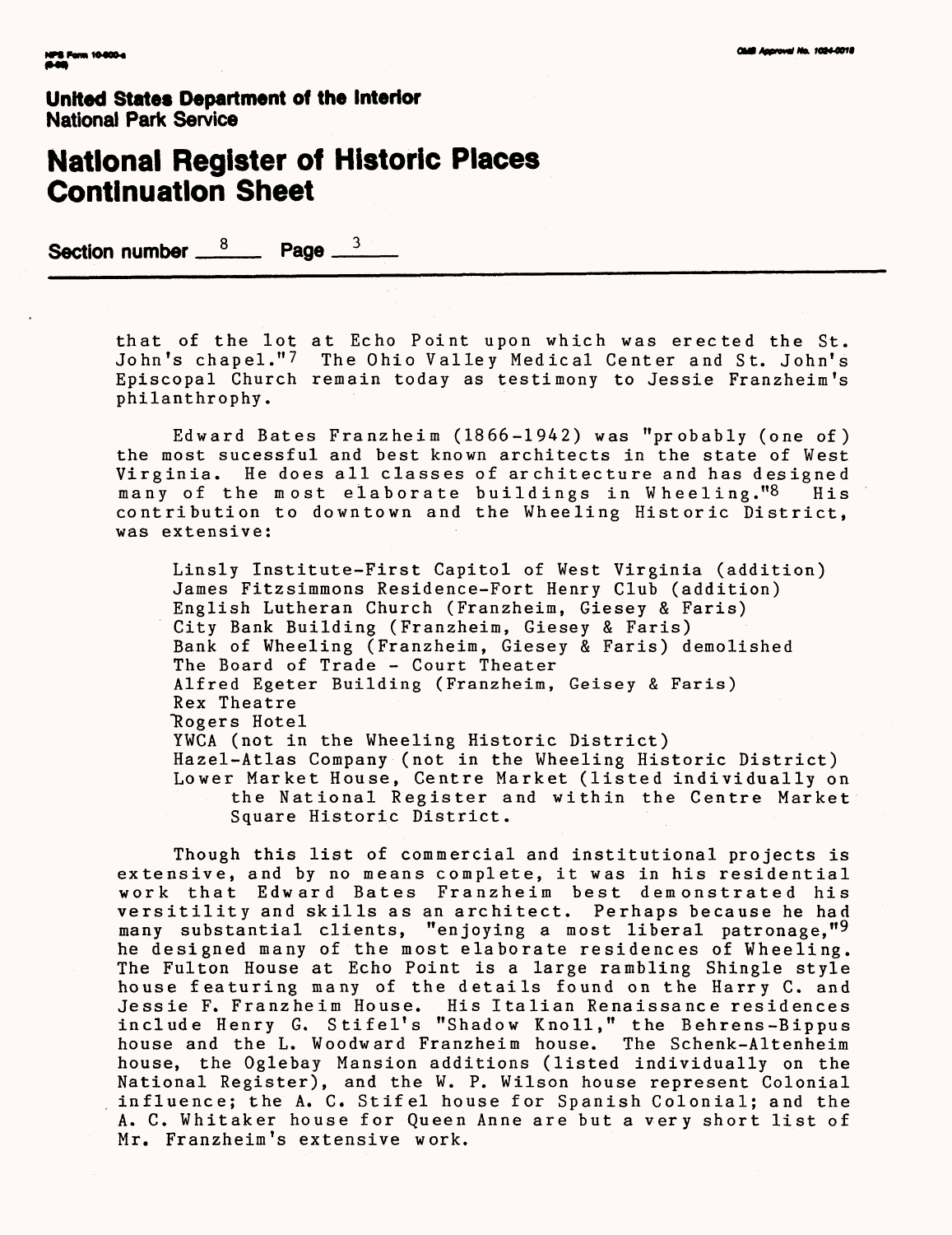**United States Department of the Interior**
**National Park Service**

# National Register of Historic Places Continuation Sheet

**Section number** 8 **Page** 3

that of the lot at Echo Point upon which was erected the St. John's chapel."[7] The Ohio Valley Medical Center and St. John's Episcopal Church remain today as testimony to Jessie Franzheim's philanthrophy.

Edward Bates Franzheim (1866-1942) was "probably (one of) the most sucessful and best known architects in the state of West Virginia. He does all classes of architecture and has designed many of the most elaborate buildings in Wheeling."[8] His contribution to downtown and the Wheeling Historic District, was extensive:

- Linsly Institute-First Capitol of West Virginia (addition)
- James Fitzsimmons Residence-Fort Henry Club (addition)
- English Lutheran Church (Franzheim, Giesey & Faris)
- City Bank Building (Franzheim, Giesey & Faris)
- Bank of Wheeling (Franzheim, Giesey & Faris) demolished
- The Board of Trade - Court Theater
- Alfred Egeter Building (Franzheim, Geisey & Faris)
- Rex Theatre
- Rogers Hotel
- YWCA (not in the Wheeling Historic District)
- Hazel-Atlas Company (not in the Wheeling Historic District)
- Lower Market House, Centre Market (listed individually on the National Register and within the Centre Market Square Historic District.

Though this list of commercial and institutional projects is extensive, and by no means complete, it was in his residential work that Edward Bates Franzheim best demonstrated his versitility and skills as an architect. Perhaps because he had many substantial clients, "enjoying a most liberal patronage,"[9] he designed many of the most elaborate residences of Wheeling. The Fulton House at Echo Point is a large rambling Shingle style house featuring many of the details found on the Harry C. and Jessie F. Franzheim House. His Italian Renaissance residences include Henry G. Stifel's "Shadow Knoll," the Behrens-Bippus house and the L. Woodward Franzheim house. The Schenk-Altenheim house, the Oglebay Mansion additions (listed individually on the National Register), and the W. P. Wilson house represent Colonial influence; the A. C. Stifel house for Spanish Colonial; and the A. C. Whitaker house for Queen Anne are but a very short list of Mr. Franzheim's extensive work.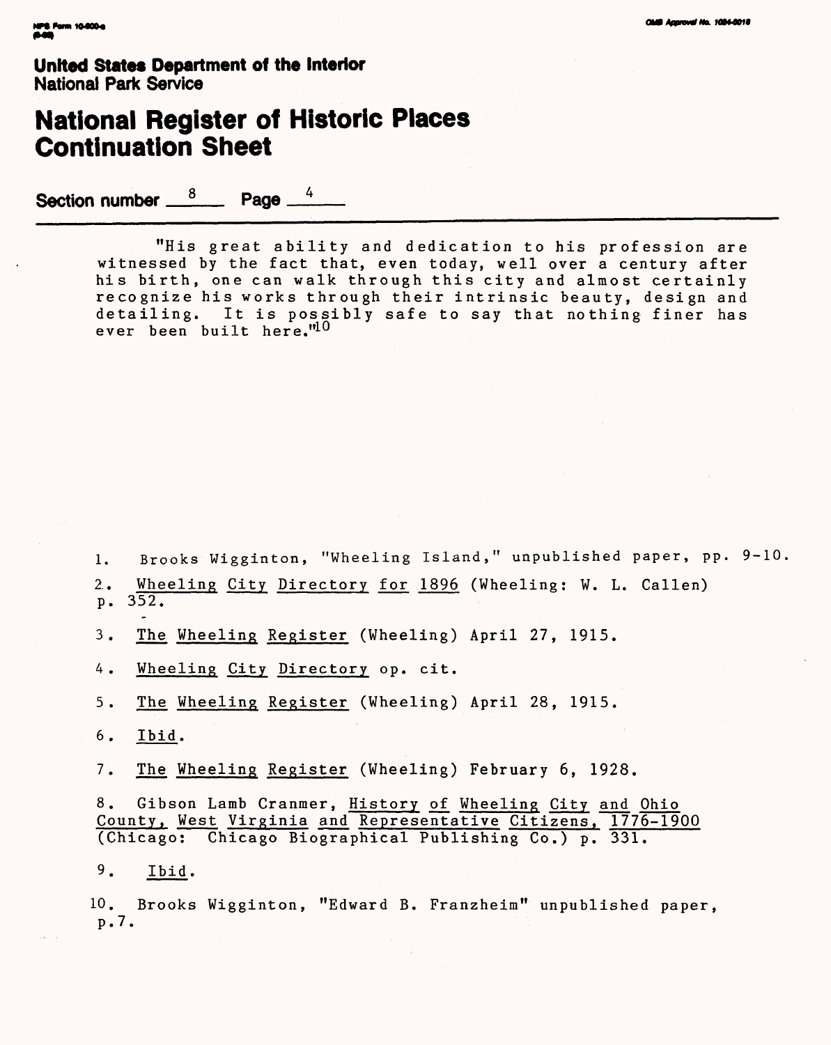United States Department of the Interior
National Park Service

# National Register of Historic Places Continuation Sheet

Section number 8 Page 4

"His great ability and dedication to his profession are witnessed by the fact that, even today, well over a century after his birth, one can walk through this city and almost certainly recognize his works through their intrinsic beauty, design and detailing. It is possibly safe to say that nothing finer has ever been built here."[10]

1. Brooks Wigginton, "Wheeling Island," unpublished paper, pp. 9-10.

2. Wheeling City Directory for 1896 (Wheeling: W. L. Callen) p. 352.

3. The Wheeling Register (Wheeling) April 27, 1915.

4. Wheeling City Directory op. cit.

5. The Wheeling Register (Wheeling) April 28, 1915.

6. Ibid.

7. The Wheeling Register (Wheeling) February 6, 1928.

8. Gibson Lamb Cranmer, History of Wheeling City and Ohio County, West Virginia and Representative Citizens, 1776-1900 (Chicago: Chicago Biographical Publishing Co.) p. 331.

9. Ibid.

10. Brooks Wigginton, "Edward B. Franzheim" unpublished paper, p.7.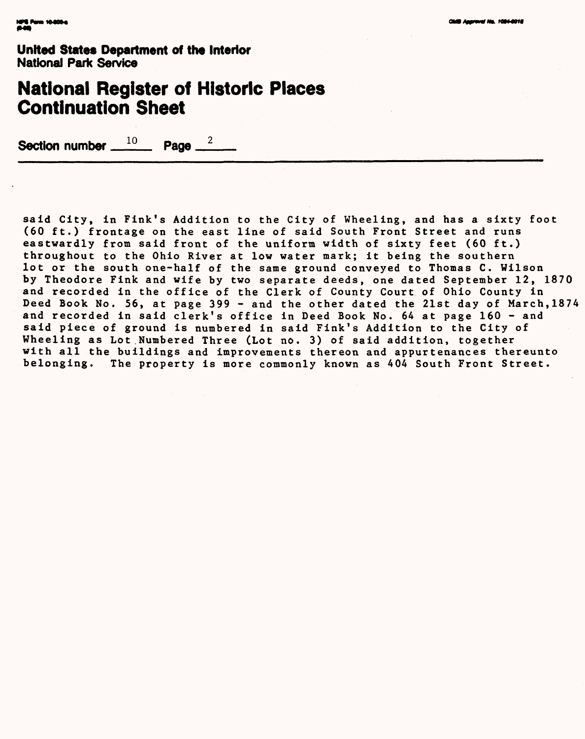United States Department of the Interior
National Park Service

# National Register of Historic Places Continuation Sheet

Section number 10 Page 2

said City, in Fink's Addition to the City of Wheeling, and has a sixty foot (60 ft.) frontage on the east line of said South Front Street and runs eastwardly from said front of the uniform width of sixty feet (60 ft.) throughout to the Ohio River at low water mark; it being the southern lot or the south one-half of the same ground conveyed to Thomas C. Wilson by Theodore Fink and wife by two separate deeds, one dated September 12, 1870 and recorded in the office of the Clerk of County Court of Ohio County in Deed Book No. 56, at page 399 - and the other dated the 21st day of March,1874 and recorded in said clerk's office in Deed Book No. 64 at page 160 - and said piece of ground is numbered in said Fink's Addition to the City of Wheeling as Lot Numbered Three (Lot no. 3) of said addition, together with all the buildings and improvements thereon and appurtenances thereunto belonging. The property is more commonly known as 404 South Front Street.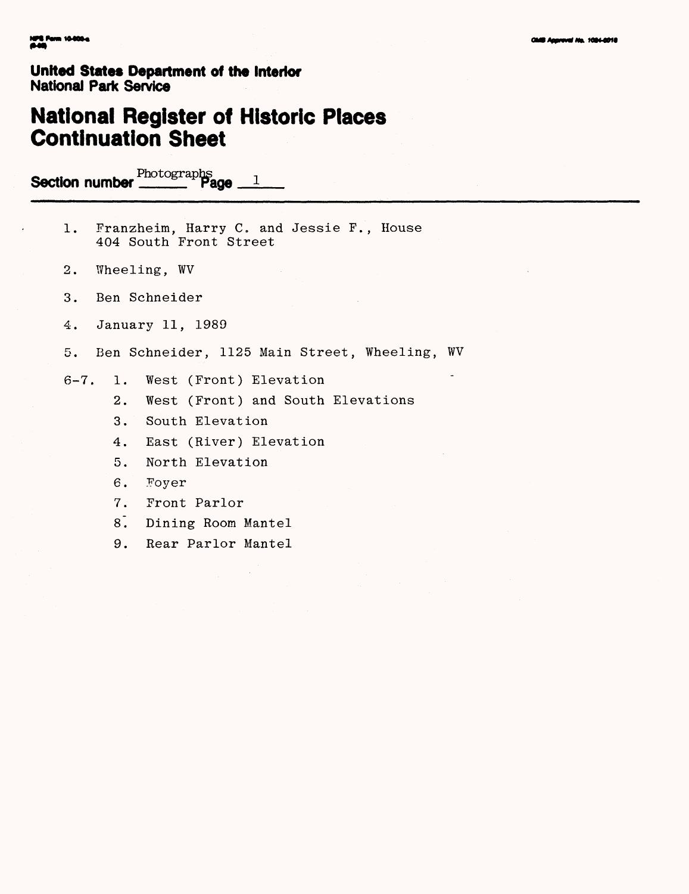NPS Form 10-900-a
(8-86)

OMB Approval No. 1024-0018

**United States Department of the Interior**
**National Park Service**

# National Register of Historic Places Continuation Sheet

**Section number** Photographs **Page** 1

1. Franzheim, Harry C. and Jessie F., House
   404 South Front Street

2. Wheeling, WV

3. Ben Schneider

4. January 11, 1989

5. Ben Schneider, 1125 Main Street, Wheeling, WV

6-7.
   1. West (Front) Elevation
   2. West (Front) and South Elevations
   3. South Elevation
   4. East (River) Elevation
   5. North Elevation
   6. Foyer
   7. Front Parlor
   8. Dining Room Mantel
   9. Rear Parlor Mantel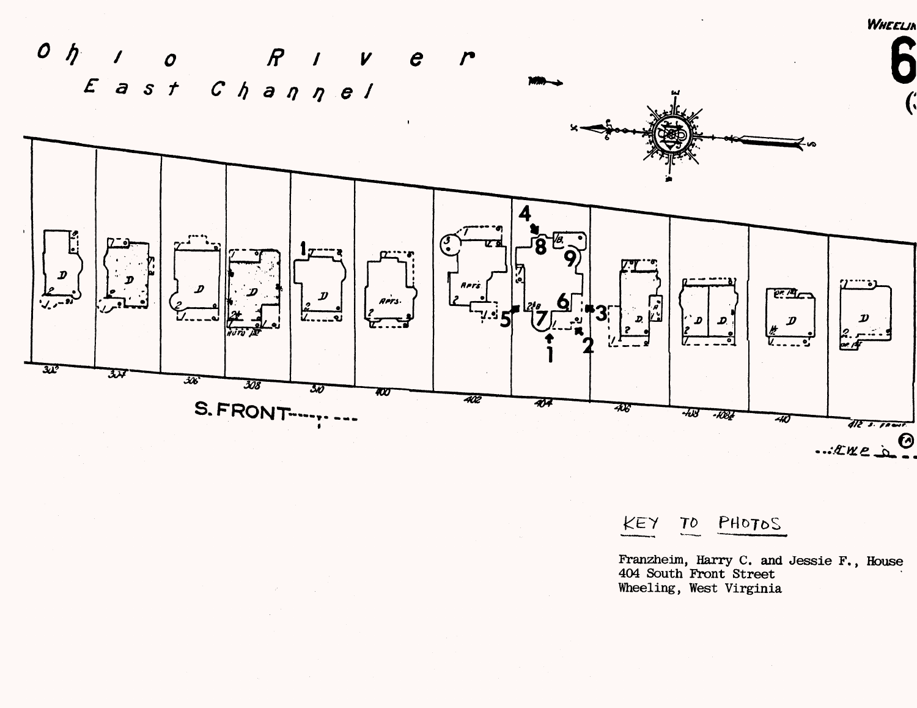WHEELIN

6

Ohio River

East Channel

S. FRONT

302 304 306 308 310 400 402 404 406 408 408½ 410 412 S. FRONT

KEY TO PHOTOS

Franzheim, Harry C. and Jessie F., House
404 South Front Street
Wheeling, West Virginia